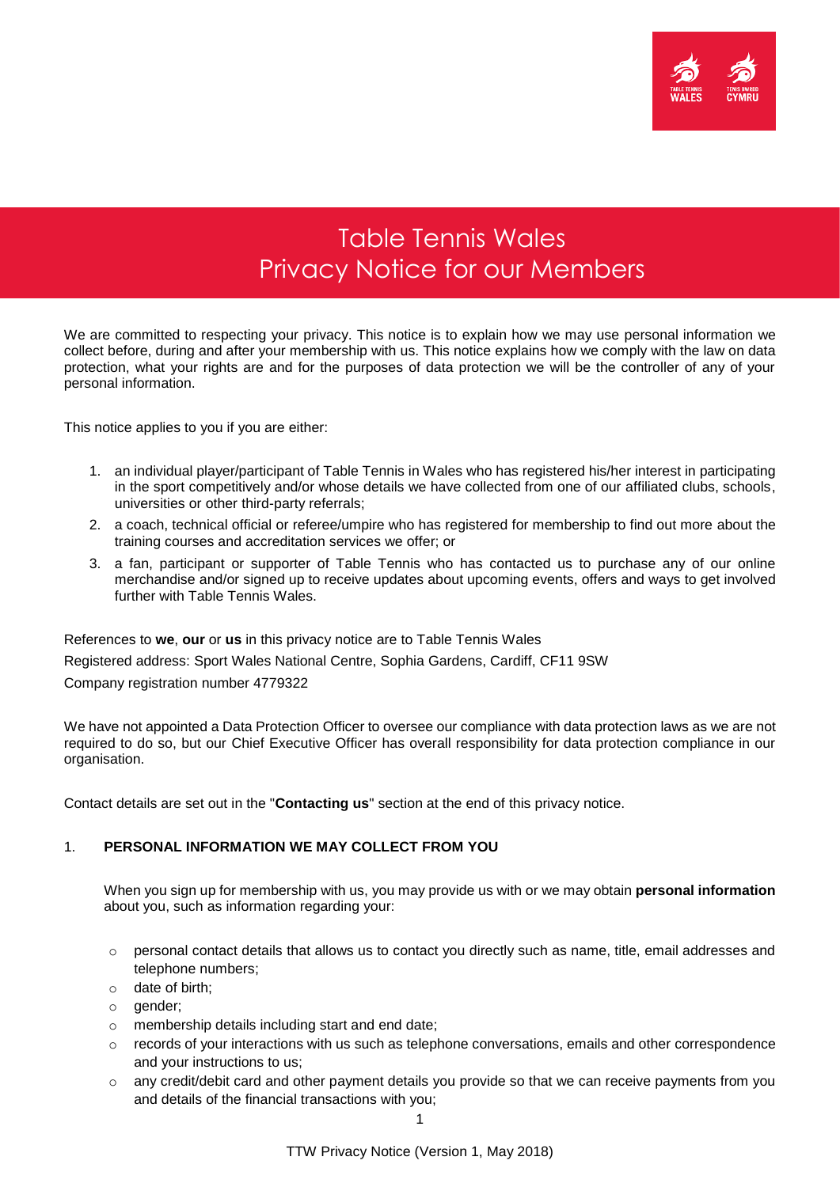# Table Tennis Wales
# Privacy Notice for our Members

We are committed to respecting your privacy. This notice is to explain how we may use personal information we collect before, during and after your membership with us. This notice explains how we comply with the law on data protection, what your rights are and for the purposes of data protection we will be the controller of any of your personal information.

This notice applies to you if you are either:

1. an individual player/participant of Table Tennis in Wales who has registered his/her interest in participating in the sport competitively and/or whose details we have collected from one of our affiliated clubs, schools, universities or other third-party referrals;
2. a coach, technical official or referee/umpire who has registered for membership to find out more about the training courses and accreditation services we offer; or
3. a fan, participant or supporter of Table Tennis who has contacted us to purchase any of our online merchandise and/or signed up to receive updates about upcoming events, offers and ways to get involved further with Table Tennis Wales.

References to **we**, **our** or **us** in this privacy notice are to Table Tennis Wales

Registered address: Sport Wales National Centre, Sophia Gardens, Cardiff, CF11 9SW

Company registration number 4779322

We have not appointed a Data Protection Officer to oversee our compliance with data protection laws as we are not required to do so, but our Chief Executive Officer has overall responsibility for data protection compliance in our organisation.

Contact details are set out in the "**Contacting us**" section at the end of this privacy notice.

## 1. PERSONAL INFORMATION WE MAY COLLECT FROM YOU

When you sign up for membership with us, you may provide us with or we may obtain **personal information** about you, such as information regarding your:

- personal contact details that allows us to contact you directly such as name, title, email addresses and telephone numbers;
- date of birth;
- gender;
- membership details including start and end date;
- records of your interactions with us such as telephone conversations, emails and other correspondence and your instructions to us;
- any credit/debit card and other payment details you provide so that we can receive payments from you and details of the financial transactions with you;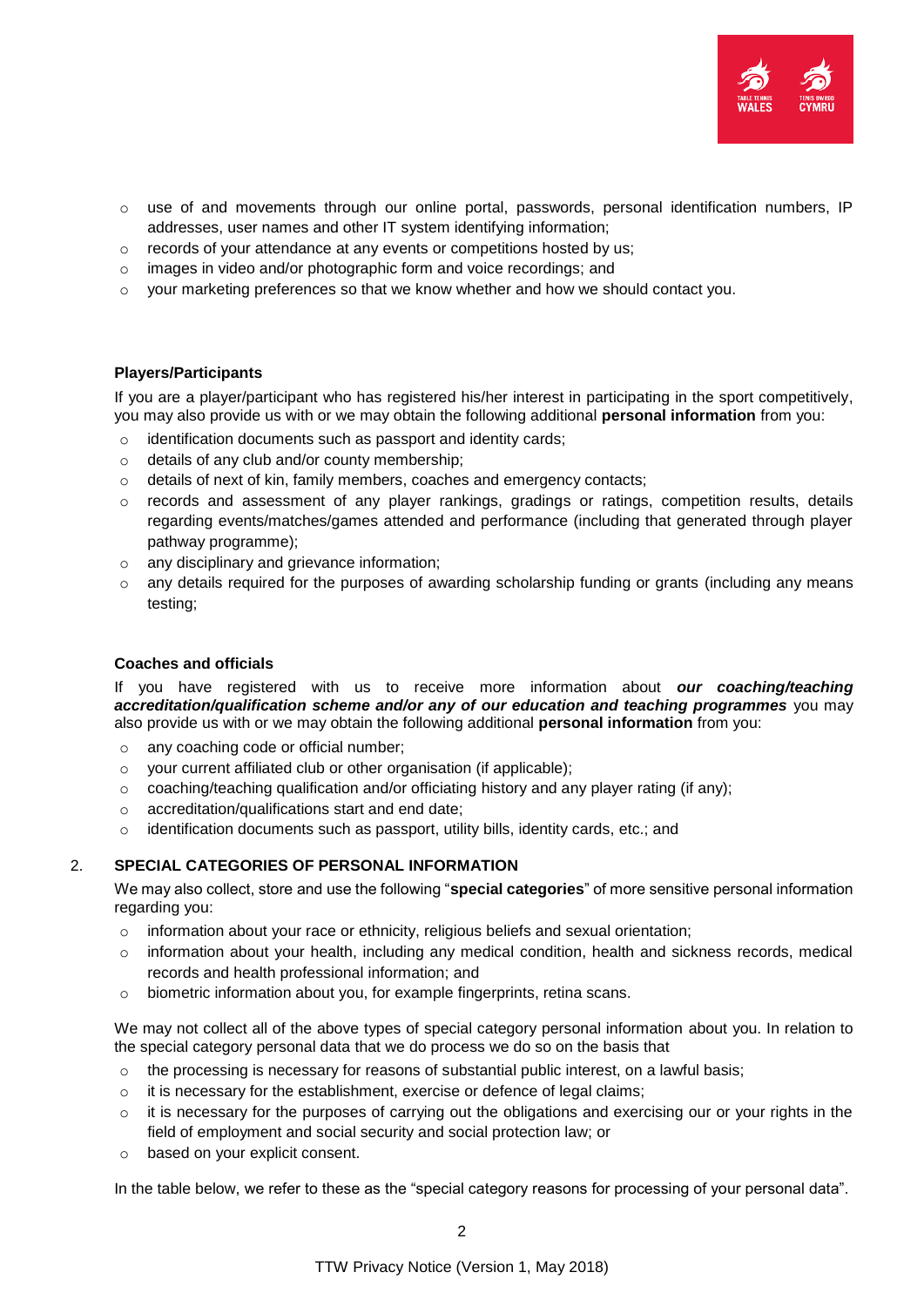- use of and movements through our online portal, passwords, personal identification numbers, IP addresses, user names and other IT system identifying information;
- records of your attendance at any events or competitions hosted by us;
- images in video and/or photographic form and voice recordings; and
- your marketing preferences so that we know whether and how we should contact you.

**Players/Participants**

If you are a player/participant who has registered his/her interest in participating in the sport competitively, you may also provide us with or we may obtain the following additional **personal information** from you:

- identification documents such as passport and identity cards;
- details of any club and/or county membership;
- details of next of kin, family members, coaches and emergency contacts;
- records and assessment of any player rankings, gradings or ratings, competition results, details regarding events/matches/games attended and performance (including that generated through player pathway programme);
- any disciplinary and grievance information;
- any details required for the purposes of awarding scholarship funding or grants (including any means testing;

**Coaches and officials**

If you have registered with us to receive more information about ***our coaching/teaching accreditation/qualification scheme and/or any of our education and teaching programmes*** you may also provide us with or we may obtain the following additional **personal information** from you:

- any coaching code or official number;
- your current affiliated club or other organisation (if applicable);
- coaching/teaching qualification and/or officiating history and any player rating (if any);
- accreditation/qualifications start and end date;
- identification documents such as passport, utility bills, identity cards, etc.; and

## 2. SPECIAL CATEGORIES OF PERSONAL INFORMATION

We may also collect, store and use the following "**special categories**" of more sensitive personal information regarding you:

- information about your race or ethnicity, religious beliefs and sexual orientation;
- information about your health, including any medical condition, health and sickness records, medical records and health professional information; and
- biometric information about you, for example fingerprints, retina scans.

We may not collect all of the above types of special category personal information about you. In relation to the special category personal data that we do process we do so on the basis that

- the processing is necessary for reasons of substantial public interest, on a lawful basis;
- it is necessary for the establishment, exercise or defence of legal claims;
- it is necessary for the purposes of carrying out the obligations and exercising our or your rights in the field of employment and social security and social protection law; or
- based on your explicit consent.

In the table below, we refer to these as the "special category reasons for processing of your personal data".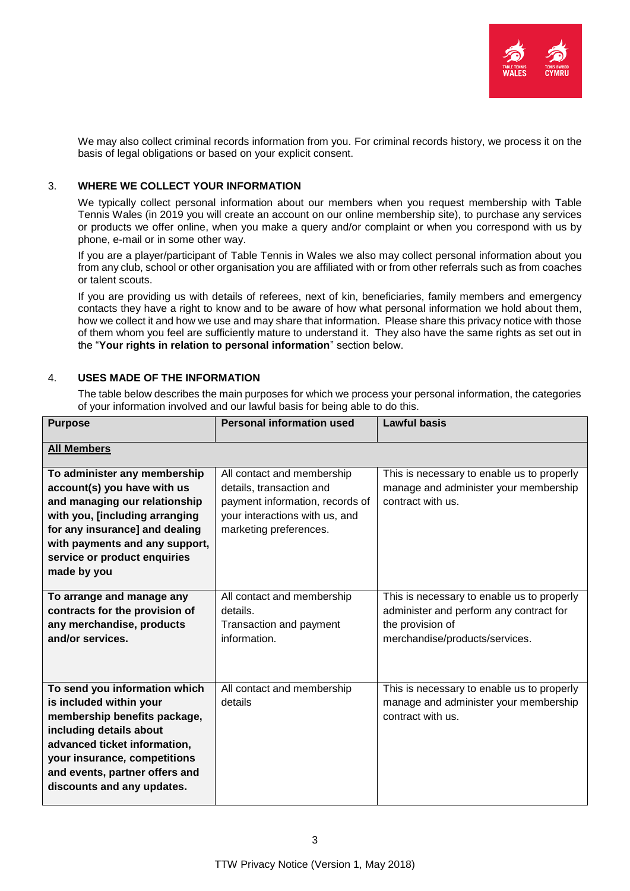We may also collect criminal records information from you. For criminal records history, we process it on the basis of legal obligations or based on your explicit consent.

## 3. WHERE WE COLLECT YOUR INFORMATION

We typically collect personal information about our members when you request membership with Table Tennis Wales (in 2019 you will create an account on our online membership site), to purchase any services or products we offer online, when you make a query and/or complaint or when you correspond with us by phone, e-mail or in some other way.

If you are a player/participant of Table Tennis in Wales we also may collect personal information about you from any club, school or other organisation you are affiliated with or from other referrals such as from coaches or talent scouts.

If you are providing us with details of referees, next of kin, beneficiaries, family members and emergency contacts they have a right to know and to be aware of how what personal information we hold about them, how we collect it and how we use and may share that information. Please share this privacy notice with those of them whom you feel are sufficiently mature to understand it. They also have the same rights as set out in the "**Your rights in relation to personal information**" section below.

## 4. USES MADE OF THE INFORMATION

The table below describes the main purposes for which we process your personal information, the categories of your information involved and our lawful basis for being able to do this.

| Purpose | Personal information used | Lawful basis |
|---|---|---|
| **<u>All Members</u>** | | |
| **To administer any membership account(s) you have with us and managing our relationship with you, [including arranging for any insurance] and dealing with payments and any support, service or product enquiries made by you** | All contact and membership details, transaction and payment information, records of your interactions with us, and marketing preferences. | This is necessary to enable us to properly manage and administer your membership contract with us. |
| **To arrange and manage any contracts for the provision of any merchandise, products and/or services.** | All contact and membership details. Transaction and payment information. | This is necessary to enable us to properly administer and perform any contract for the provision of merchandise/products/services. |
| **To send you information which is included within your membership benefits package, including details about advanced ticket information, your insurance, competitions and events, partner offers and discounts and any updates.** | All contact and membership details | This is necessary to enable us to properly manage and administer your membership contract with us. |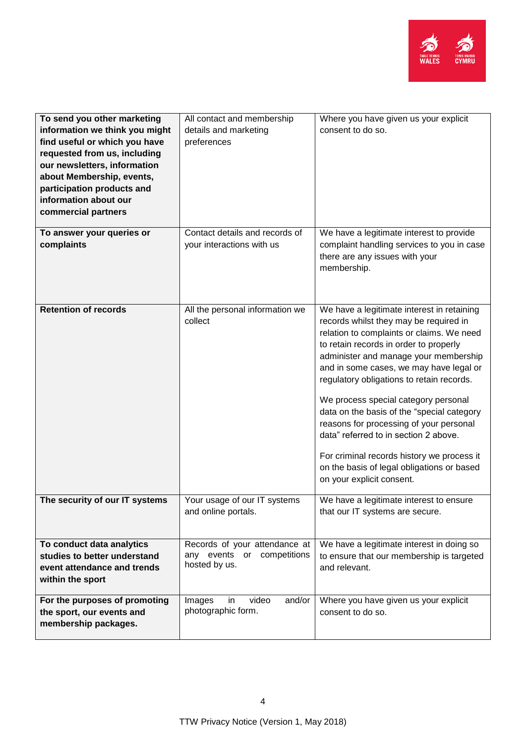| **To send you other marketing information we think you might find useful or which you have requested from us, including our newsletters, information about Membership, events, participation products and information about our commercial partners** | All contact and membership details and marketing preferences | Where you have given us your explicit consent to do so. |
|---|---|---|
| **To answer your queries or complaints** | Contact details and records of your interactions with us | We have a legitimate interest to provide complaint handling services to you in case there are any issues with your membership. |
| **Retention of records** | All the personal information we collect | We have a legitimate interest in retaining records whilst they may be required in relation to complaints or claims. We need to retain records in order to properly administer and manage your membership and in some cases, we may have legal or regulatory obligations to retain records.<br><br>We process special category personal data on the basis of the "special category reasons for processing of your personal data" referred to in section 2 above.<br><br>For criminal records history we process it on the basis of legal obligations or based on your explicit consent. |
| **The security of our IT systems** | Your usage of our IT systems and online portals. | We have a legitimate interest to ensure that our IT systems are secure. |
| **To conduct data analytics studies to better understand event attendance and trends within the sport** | Records of your attendance at any events or competitions hosted by us. | We have a legitimate interest in doing so to ensure that our membership is targeted and relevant. |
| **For the purposes of promoting the sport, our events and membership packages.** | Images in video and/or photographic form. | Where you have given us your explicit consent to do so. |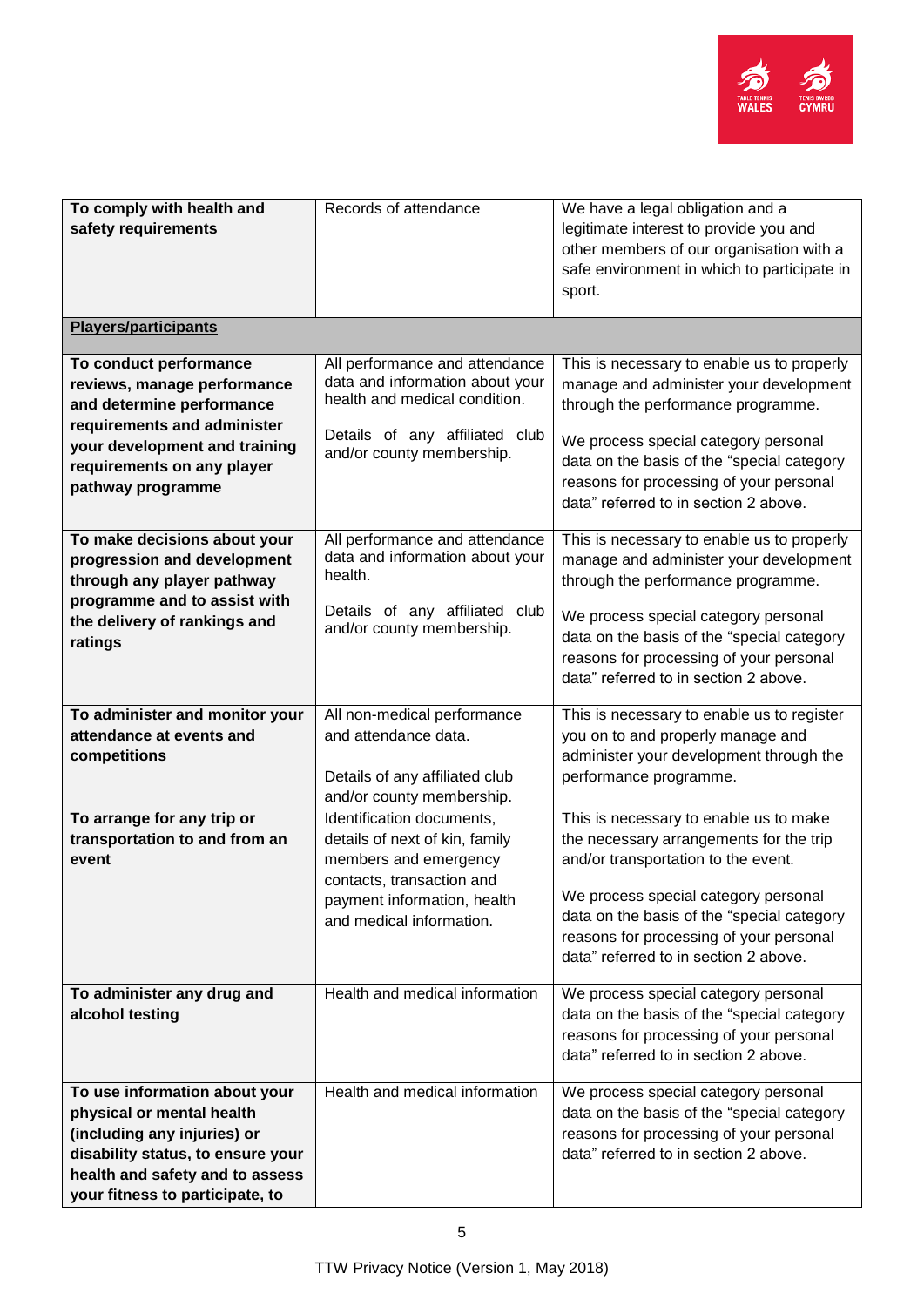| | | |
|---|---|---|
| **To comply with health and safety requirements** | Records of attendance | We have a legal obligation and a legitimate interest to provide you and other members of our organisation with a safe environment in which to participate in sport. |
| **Players/participants** | | |
| **To conduct performance reviews, manage performance and determine performance requirements and administer your development and training requirements on any player pathway programme** | All performance and attendance data and information about your health and medical condition.<br><br>Details of any affiliated club and/or county membership. | This is necessary to enable us to properly manage and administer your development through the performance programme.<br><br>We process special category personal data on the basis of the "special category reasons for processing of your personal data" referred to in section 2 above. |
| **To make decisions about your progression and development through any player pathway programme and to assist with the delivery of rankings and ratings** | All performance and attendance data and information about your health.<br><br>Details of any affiliated club and/or county membership. | This is necessary to enable us to properly manage and administer your development through the performance programme.<br><br>We process special category personal data on the basis of the "special category reasons for processing of your personal data" referred to in section 2 above. |
| **To administer and monitor your attendance at events and competitions** | All non-medical performance and attendance data.<br><br>Details of any affiliated club and/or county membership. | This is necessary to enable us to register you on to and properly manage and administer your development through the performance programme. |
| **To arrange for any trip or transportation to and from an event** | Identification documents, details of next of kin, family members and emergency contacts, transaction and payment information, health and medical information. | This is necessary to enable us to make the necessary arrangements for the trip and/or transportation to the event.<br><br>We process special category personal data on the basis of the "special category reasons for processing of your personal data" referred to in section 2 above. |
| **To administer any drug and alcohol testing** | Health and medical information | We process special category personal data on the basis of the "special category reasons for processing of your personal data" referred to in section 2 above. |
| **To use information about your physical or mental health (including any injuries) or disability status, to ensure your health and safety and to assess your fitness to participate, to** | Health and medical information | We process special category personal data on the basis of the "special category reasons for processing of your personal data" referred to in section 2 above. |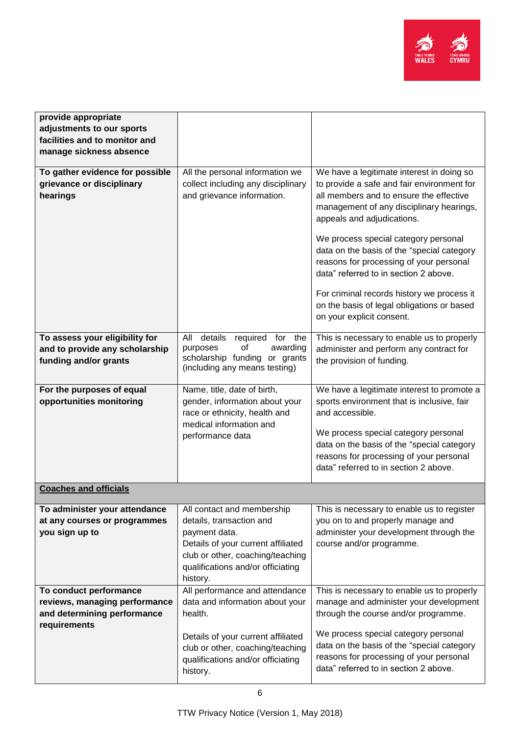| | | |
|---|---|---|
| **provide appropriate adjustments to our sports facilities and to monitor and manage sickness absence** | | |
| **To gather evidence for possible grievance or disciplinary hearings** | All the personal information we collect including any disciplinary and grievance information. | We have a legitimate interest in doing so to provide a safe and fair environment for all members and to ensure the effective management of any disciplinary hearings, appeals and adjudications.<br><br>We process special category personal data on the basis of the "special category reasons for processing of your personal data" referred to in section 2 above.<br><br>For criminal records history we process it on the basis of legal obligations or based on your explicit consent. |
| **To assess your eligibility for and to provide any scholarship funding and/or grants** | All details required for the purposes of awarding scholarship funding or grants (including any means testing) | This is necessary to enable us to properly administer and perform any contract for the provision of funding. |
| **For the purposes of equal opportunities monitoring** | Name, title, date of birth, gender, information about your race or ethnicity, health and medical information and performance data | We have a legitimate interest to promote a sports environment that is inclusive, fair and accessible.<br><br>We process special category personal data on the basis of the "special category reasons for processing of your personal data" referred to in section 2 above. |
| **Coaches and officials** | | |
| **To administer your attendance at any courses or programmes you sign up to** | All contact and membership details, transaction and payment data.<br>Details of your current affiliated club or other, coaching/teaching qualifications and/or officiating history. | This is necessary to enable us to register you on to and properly manage and administer your development through the course and/or programme. |
| **To conduct performance reviews, managing performance and determining performance requirements** | All performance and attendance data and information about your health.<br><br>Details of your current affiliated club or other, coaching/teaching qualifications and/or officiating history. | This is necessary to enable us to properly manage and administer your development through the course and/or programme.<br><br>We process special category personal data on the basis of the "special category reasons for processing of your personal data" referred to in section 2 above. |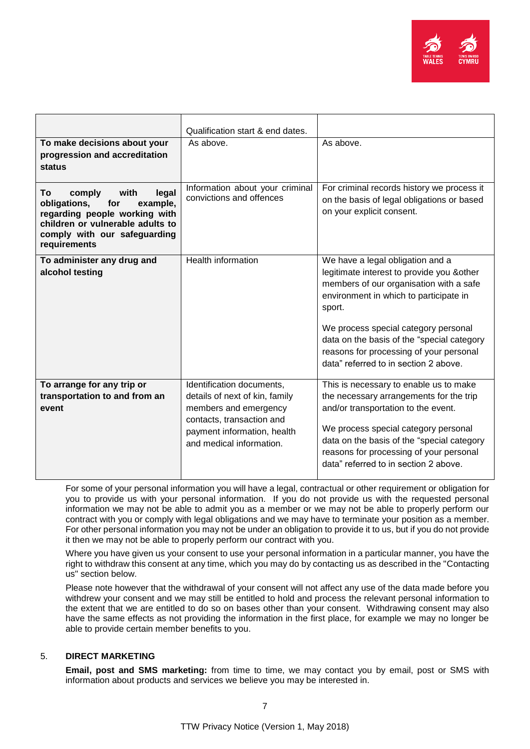| | | |
|---|---|---|
| | Qualification start & end dates. | |
| **To make decisions about your progression and accreditation status** | As above. | As above. |
| **To comply with legal obligations, for example, regarding people working with children or vulnerable adults to comply with our safeguarding requirements** | Information about your criminal convictions and offences | For criminal records history we process it on the basis of legal obligations or based on your explicit consent. |
| **To administer any drug and alcohol testing** | Health information | We have a legal obligation and a legitimate interest to provide you &other members of our organisation with a safe environment in which to participate in sport.<br><br>We process special category personal data on the basis of the "special category reasons for processing of your personal data" referred to in section 2 above. |
| **To arrange for any trip or transportation to and from an event** | Identification documents, details of next of kin, family members and emergency contacts, transaction and payment information, health and medical information. | This is necessary to enable us to make the necessary arrangements for the trip and/or transportation to the event.<br><br>We process special category personal data on the basis of the "special category reasons for processing of your personal data" referred to in section 2 above. |

For some of your personal information you will have a legal, contractual or other requirement or obligation for you to provide us with your personal information. If you do not provide us with the requested personal information we may not be able to admit you as a member or we may not be able to properly perform our contract with you or comply with legal obligations and we may have to terminate your position as a member. For other personal information you may not be under an obligation to provide it to us, but if you do not provide it then we may not be able to properly perform our contract with you.

Where you have given us your consent to use your personal information in a particular manner, you have the right to withdraw this consent at any time, which you may do by contacting us as described in the "Contacting us" section below.

Please note however that the withdrawal of your consent will not affect any use of the data made before you withdrew your consent and we may still be entitled to hold and process the relevant personal information to the extent that we are entitled to do so on bases other than your consent. Withdrawing consent may also have the same effects as not providing the information in the first place, for example we may no longer be able to provide certain member benefits to you.

## 5. DIRECT MARKETING

**Email, post and SMS marketing:** from time to time, we may contact you by email, post or SMS with information about products and services we believe you may be interested in.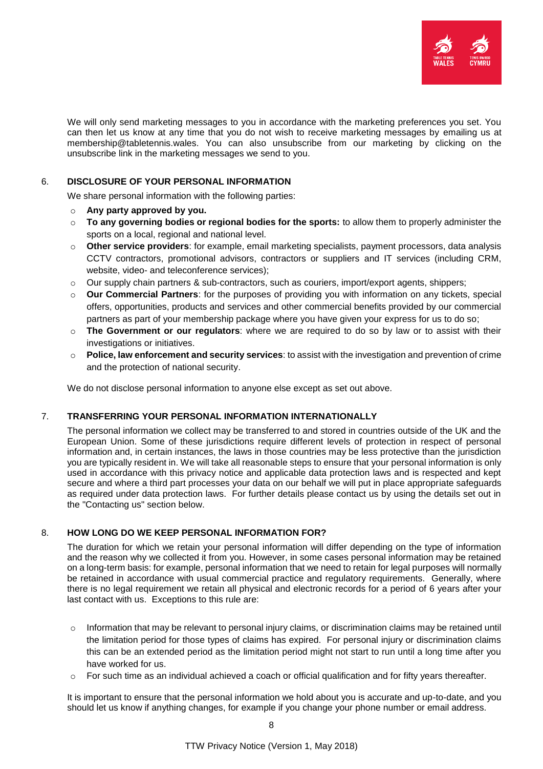We will only send marketing messages to you in accordance with the marketing preferences you set. You can then let us know at any time that you do not wish to receive marketing messages by emailing us at membership@tabletennis.wales. You can also unsubscribe from our marketing by clicking on the unsubscribe link in the marketing messages we send to you.

## 6. DISCLOSURE OF YOUR PERSONAL INFORMATION

We share personal information with the following parties:

- **Any party approved by you.**
- **To any governing bodies or regional bodies for the sports:** to allow them to properly administer the sports on a local, regional and national level.
- **Other service providers**: for example, email marketing specialists, payment processors, data analysis CCTV contractors, promotional advisors, contractors or suppliers and IT services (including CRM, website, video- and teleconference services);
- Our supply chain partners & sub-contractors, such as couriers, import/export agents, shippers;
- **Our Commercial Partners**: for the purposes of providing you with information on any tickets, special offers, opportunities, products and services and other commercial benefits provided by our commercial partners as part of your membership package where you have given your express for us to do so;
- **The Government or our regulators**: where we are required to do so by law or to assist with their investigations or initiatives.
- **Police, law enforcement and security services**: to assist with the investigation and prevention of crime and the protection of national security.

We do not disclose personal information to anyone else except as set out above.

## 7. TRANSFERRING YOUR PERSONAL INFORMATION INTERNATIONALLY

The personal information we collect may be transferred to and stored in countries outside of the UK and the European Union. Some of these jurisdictions require different levels of protection in respect of personal information and, in certain instances, the laws in those countries may be less protective than the jurisdiction you are typically resident in. We will take all reasonable steps to ensure that your personal information is only used in accordance with this privacy notice and applicable data protection laws and is respected and kept secure and where a third part processes your data on our behalf we will put in place appropriate safeguards as required under data protection laws. For further details please contact us by using the details set out in the "Contacting us" section below.

## 8. HOW LONG DO WE KEEP PERSONAL INFORMATION FOR?

The duration for which we retain your personal information will differ depending on the type of information and the reason why we collected it from you. However, in some cases personal information may be retained on a long-term basis: for example, personal information that we need to retain for legal purposes will normally be retained in accordance with usual commercial practice and regulatory requirements. Generally, where there is no legal requirement we retain all physical and electronic records for a period of 6 years after your last contact with us. Exceptions to this rule are:

- Information that may be relevant to personal injury claims, or discrimination claims may be retained until the limitation period for those types of claims has expired. For personal injury or discrimination claims this can be an extended period as the limitation period might not start to run until a long time after you have worked for us.
- For such time as an individual achieved a coach or official qualification and for fifty years thereafter.

It is important to ensure that the personal information we hold about you is accurate and up-to-date, and you should let us know if anything changes, for example if you change your phone number or email address.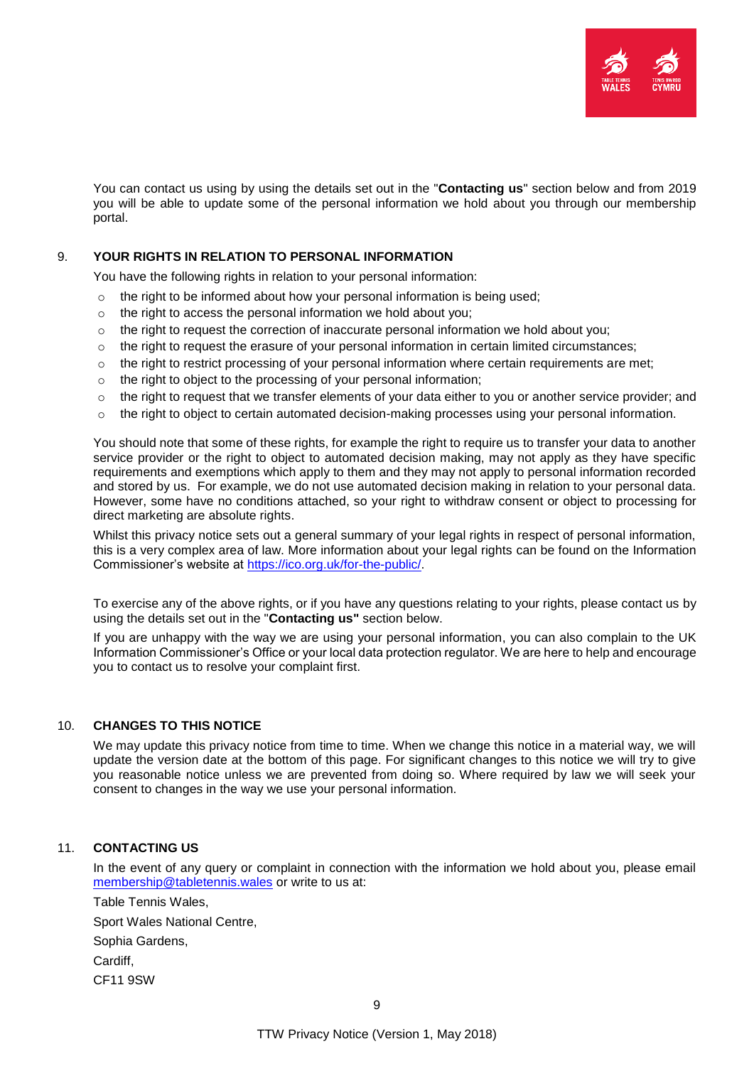You can contact us using by using the details set out in the "**Contacting us**" section below and from 2019 you will be able to update some of the personal information we hold about you through our membership portal.

## 9. YOUR RIGHTS IN RELATION TO PERSONAL INFORMATION

You have the following rights in relation to your personal information:

- the right to be informed about how your personal information is being used;
- the right to access the personal information we hold about you;
- the right to request the correction of inaccurate personal information we hold about you;
- the right to request the erasure of your personal information in certain limited circumstances;
- the right to restrict processing of your personal information where certain requirements are met;
- the right to object to the processing of your personal information;
- the right to request that we transfer elements of your data either to you or another service provider; and
- the right to object to certain automated decision-making processes using your personal information.

You should note that some of these rights, for example the right to require us to transfer your data to another service provider or the right to object to automated decision making, may not apply as they have specific requirements and exemptions which apply to them and they may not apply to personal information recorded and stored by us. For example, we do not use automated decision making in relation to your personal data. However, some have no conditions attached, so your right to withdraw consent or object to processing for direct marketing are absolute rights.

Whilst this privacy notice sets out a general summary of your legal rights in respect of personal information, this is a very complex area of law. More information about your legal rights can be found on the Information Commissioner's website at [https://ico.org.uk/for-the-public/](https://ico.org.uk/for-the-public/).

To exercise any of the above rights, or if you have any questions relating to your rights, please contact us by using the details set out in the "**Contacting us"** section below.

If you are unhappy with the way we are using your personal information, you can also complain to the UK Information Commissioner's Office or your local data protection regulator. We are here to help and encourage you to contact us to resolve your complaint first.

## 10. CHANGES TO THIS NOTICE

We may update this privacy notice from time to time. When we change this notice in a material way, we will update the version date at the bottom of this page. For significant changes to this notice we will try to give you reasonable notice unless we are prevented from doing so. Where required by law we will seek your consent to changes in the way we use your personal information.

## 11. CONTACTING US

In the event of any query or complaint in connection with the information we hold about you, please email [membership@tabletennis.wales](mailto:membership@tabletennis.wales) or write to us at:

Table Tennis Wales,

Sport Wales National Centre,

Sophia Gardens,

Cardiff,

CF11 9SW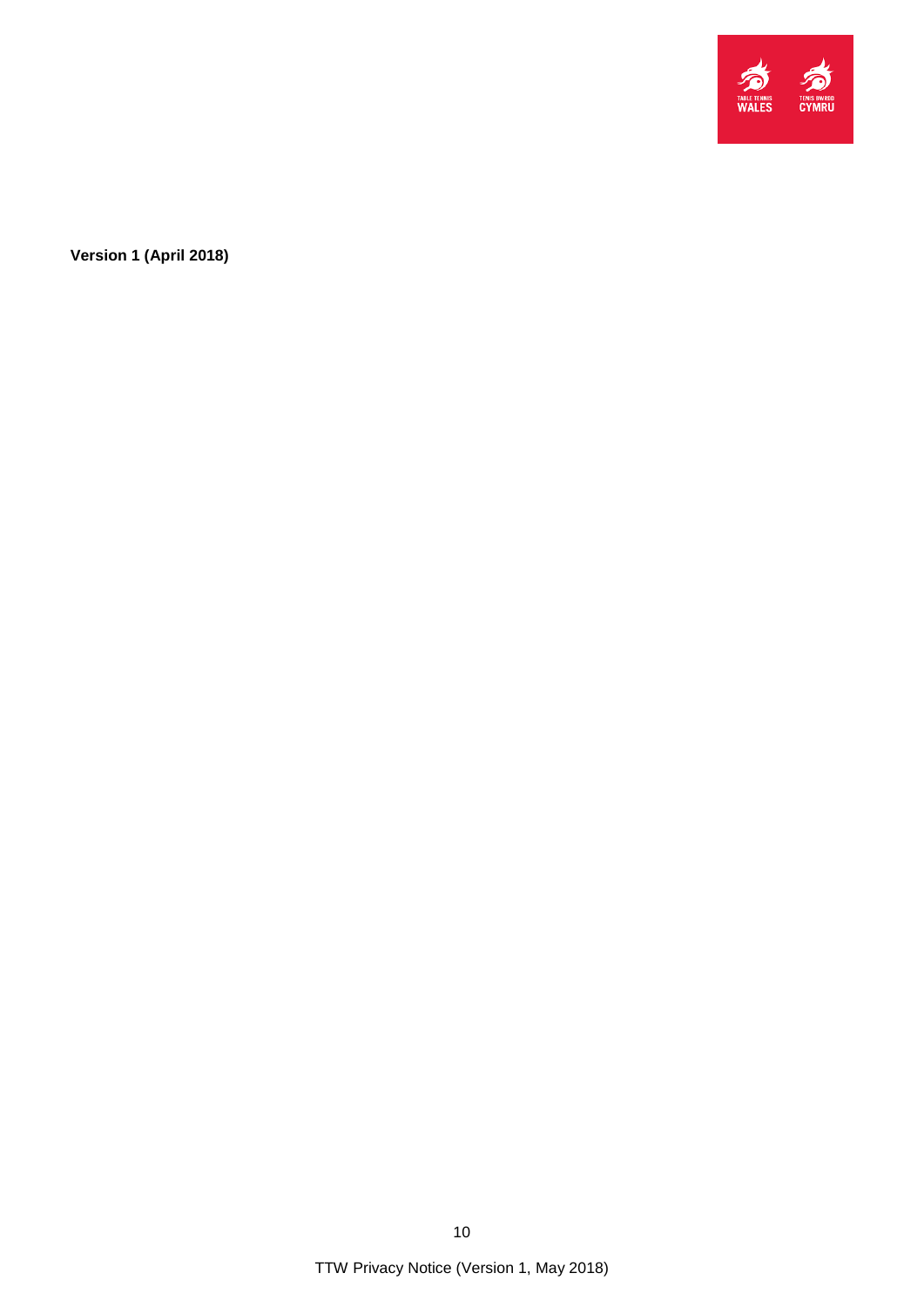**Version 1 (April 2018)**